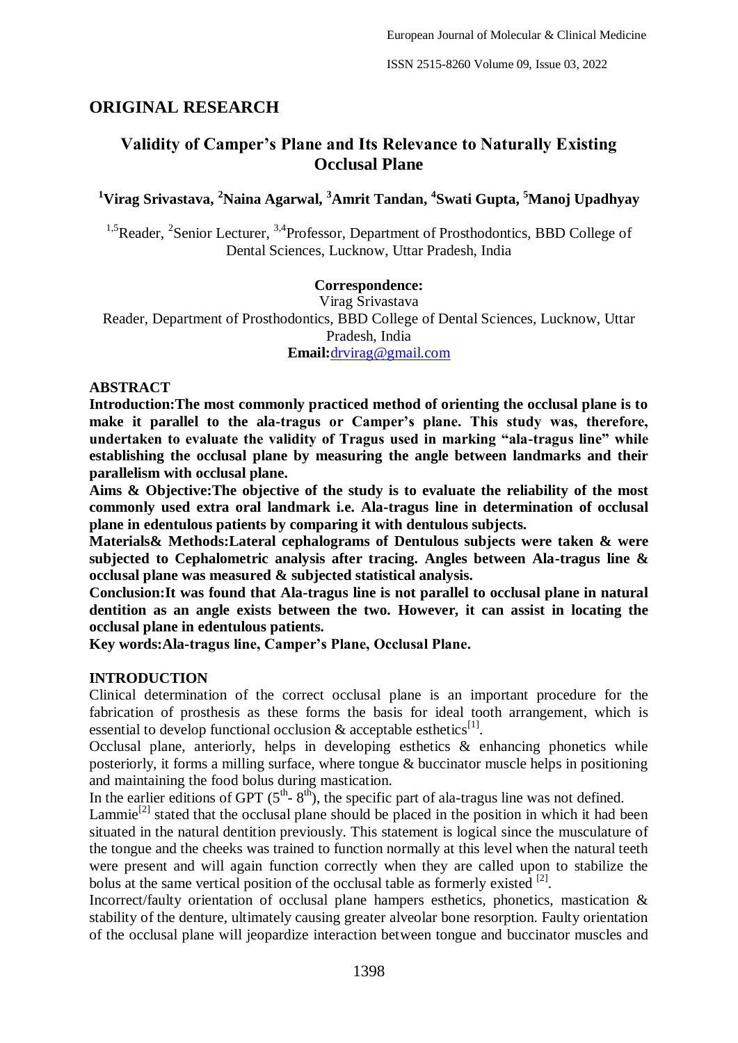## ORIGINAL RESEARCH

# Validity of Camper's Plane and Its Relevance to Naturally Existing Occlusal Plane

**[1]Virag Srivastava, [2]Naina Agarwal, [3]Amrit Tandan, [4]Swati Gupta, [5]Manoj Upadhyay**

[1,5]Reader, [2]Senior Lecturer, [3,4]Professor, Department of Prosthodontics, BBD College of Dental Sciences, Lucknow, Uttar Pradesh, India

**Correspondence:**
Virag Srivastava
Reader, Department of Prosthodontics, BBD College of Dental Sciences, Lucknow, Uttar Pradesh, India
**Email:** drvirag@gmail.com

## ABSTRACT

**Introduction:** **The most commonly practiced method of orienting the occlusal plane is to make it parallel to the ala-tragus or Camper's plane. This study was, therefore, undertaken to evaluate the validity of Tragus used in marking "ala-tragus line" while establishing the occlusal plane by measuring the angle between landmarks and their parallelism with occlusal plane.**

**Aims & Objective:** **The objective of the study is to evaluate the reliability of the most commonly used extra oral landmark i.e. Ala-tragus line in determination of occlusal plane in edentulous patients by comparing it with dentulous subjects.**

**Materials& Methods:** **Lateral cephalograms of Dentulous subjects were taken & were subjected to Cephalometric analysis after tracing. Angles between Ala-tragus line & occlusal plane was measured & subjected statistical analysis.**

**Conclusion:** **It was found that Ala-tragus line is not parallel to occlusal plane in natural dentition as an angle exists between the two. However, it can assist in locating the occlusal plane in edentulous patients.**

**Key words:** **Ala-tragus line, Camper's Plane, Occlusal Plane.**

## INTRODUCTION

Clinical determination of the correct occlusal plane is an important procedure for the fabrication of prosthesis as these forms the basis for ideal tooth arrangement, which is essential to develop functional occlusion & acceptable esthetics[1].

Occlusal plane, anteriorly, helps in developing esthetics & enhancing phonetics while posteriorly, it forms a milling surface, where tongue & buccinator muscle helps in positioning and maintaining the food bolus during mastication.

In the earlier editions of GPT ($5^{th}$- $8^{th}$), the specific part of ala-tragus line was not defined.

Lammie[2] stated that the occlusal plane should be placed in the position in which it had been situated in the natural dentition previously. This statement is logical since the musculature of the tongue and the cheeks was trained to function normally at this level when the natural teeth were present and will again function correctly when they are called upon to stabilize the bolus at the same vertical position of the occlusal table as formerly existed [2].

Incorrect/faulty orientation of occlusal plane hampers esthetics, phonetics, mastication & stability of the denture, ultimately causing greater alveolar bone resorption. Faulty orientation of the occlusal plane will jeopardize interaction between tongue and buccinator muscles and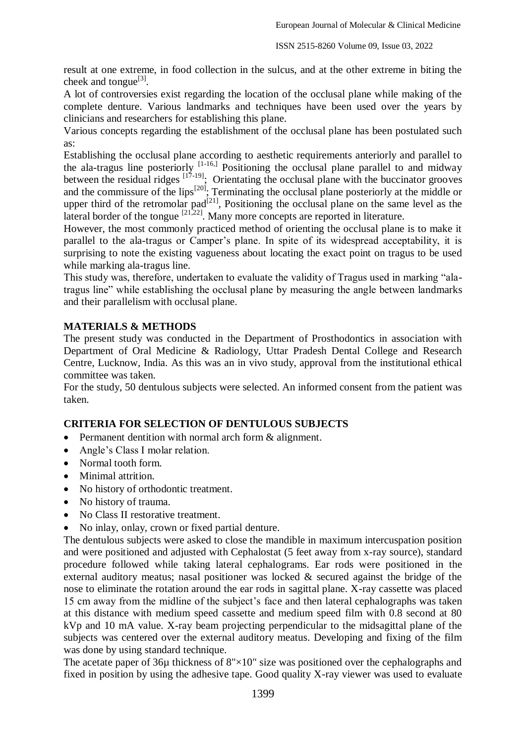result at one extreme, in food collection in the sulcus, and at the other extreme in biting the cheek and tongue[3].

A lot of controversies exist regarding the location of the occlusal plane while making of the complete denture. Various landmarks and techniques have been used over the years by clinicians and researchers for establishing this plane.

Various concepts regarding the establishment of the occlusal plane has been postulated such as:

Establishing the occlusal plane according to aesthetic requirements anteriorly and parallel to the ala-tragus line posteriorly [1-16,] Positioning the occlusal plane parallel to and midway between the residual ridges [17-19]; Orientating the occlusal plane with the buccinator grooves and the commissure of the lips[20]; Terminating the occlusal plane posteriorly at the middle or upper third of the retromolar pad[21], Positioning the occlusal plane on the same level as the lateral border of the tongue [21,22]. Many more concepts are reported in literature.

However, the most commonly practiced method of orienting the occlusal plane is to make it parallel to the ala-tragus or Camper's plane. In spite of its widespread acceptability, it is surprising to note the existing vagueness about locating the exact point on tragus to be used while marking ala-tragus line.

This study was, therefore, undertaken to evaluate the validity of Tragus used in marking "ala-tragus line" while establishing the occlusal plane by measuring the angle between landmarks and their parallelism with occlusal plane.

## MATERIALS & METHODS

The present study was conducted in the Department of Prosthodontics in association with Department of Oral Medicine & Radiology, Uttar Pradesh Dental College and Research Centre, Lucknow, India. As this was an in vivo study, approval from the institutional ethical committee was taken.

For the study, 50 dentulous subjects were selected. An informed consent from the patient was taken.

## CRITERIA FOR SELECTION OF DENTULOUS SUBJECTS

- Permanent dentition with normal arch form & alignment.
- Angle's Class I molar relation.
- Normal tooth form.
- Minimal attrition.
- No history of orthodontic treatment.
- No history of trauma.
- No Class II restorative treatment.
- No inlay, onlay, crown or fixed partial denture.

The dentulous subjects were asked to close the mandible in maximum intercuspation position and were positioned and adjusted with Cephalostat (5 feet away from x-ray source), standard procedure followed while taking lateral cephalograms. Ear rods were positioned in the external auditory meatus; nasal positioner was locked & secured against the bridge of the nose to eliminate the rotation around the ear rods in sagittal plane. X-ray cassette was placed 15 cm away from the midline of the subject's face and then lateral cephalographs was taken at this distance with medium speed cassette and medium speed film with 0.8 second at 80 kVp and 10 mA value. X-ray beam projecting perpendicular to the midsagittal plane of the subjects was centered over the external auditory meatus. Developing and fixing of the film was done by using standard technique.

The acetate paper of 36µ thickness of 8"×10" size was positioned over the cephalographs and fixed in position by using the adhesive tape. Good quality X-ray viewer was used to evaluate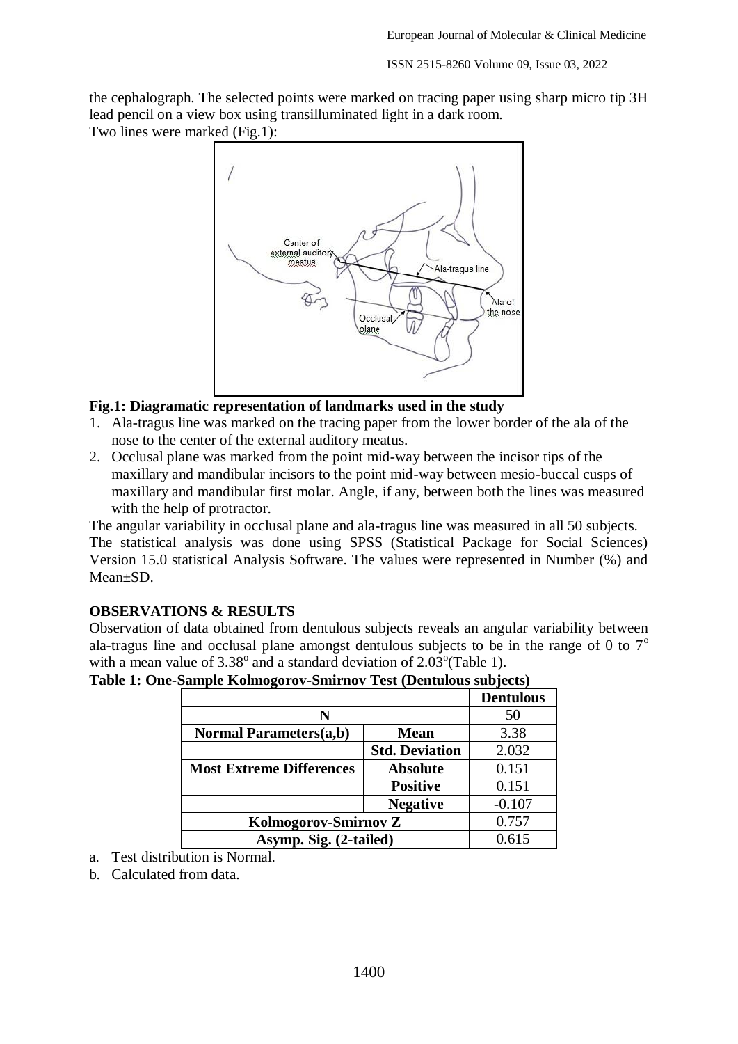the cephalograph. The selected points were marked on tracing paper using sharp micro tip 3H lead pencil on a view box using transilluminated light in a dark room.

Two lines were marked (Fig.1):

**Fig.1: Diagramatic representation of landmarks used in the study**

1. Ala-tragus line was marked on the tracing paper from the lower border of the ala of the nose to the center of the external auditory meatus.
2. Occlusal plane was marked from the point mid-way between the incisor tips of the maxillary and mandibular incisors to the point mid-way between mesio-buccal cusps of maxillary and mandibular first molar. Angle, if any, between both the lines was measured with the help of protractor.

The angular variability in occlusal plane and ala-tragus line was measured in all 50 subjects. The statistical analysis was done using SPSS (Statistical Package for Social Sciences) Version 15.0 statistical Analysis Software. The values were represented in Number (%) and Mean±SD.

## OBSERVATIONS & RESULTS

Observation of data obtained from dentulous subjects reveals an angular variability between ala-tragus line and occlusal plane amongst dentulous subjects to be in the range of 0 to 7$^{o}$ with a mean value of 3.38$^{o}$ and a standard deviation of 2.03$^{o}$(Table 1).

**Table 1: One-Sample Kolmogorov-Smirnov Test (Dentulous subjects)**

| | | Dentulous |
|---|---|---|
| N | | 50 |
| Normal Parameters(a,b) | Mean | 3.38 |
| | Std. Deviation | 2.032 |
| Most Extreme Differences | Absolute | 0.151 |
| | Positive | 0.151 |
| | Negative | -0.107 |
| Kolmogorov-Smirnov Z | | 0.757 |
| Asymp. Sig. (2-tailed) | | 0.615 |

a. Test distribution is Normal.

b. Calculated from data.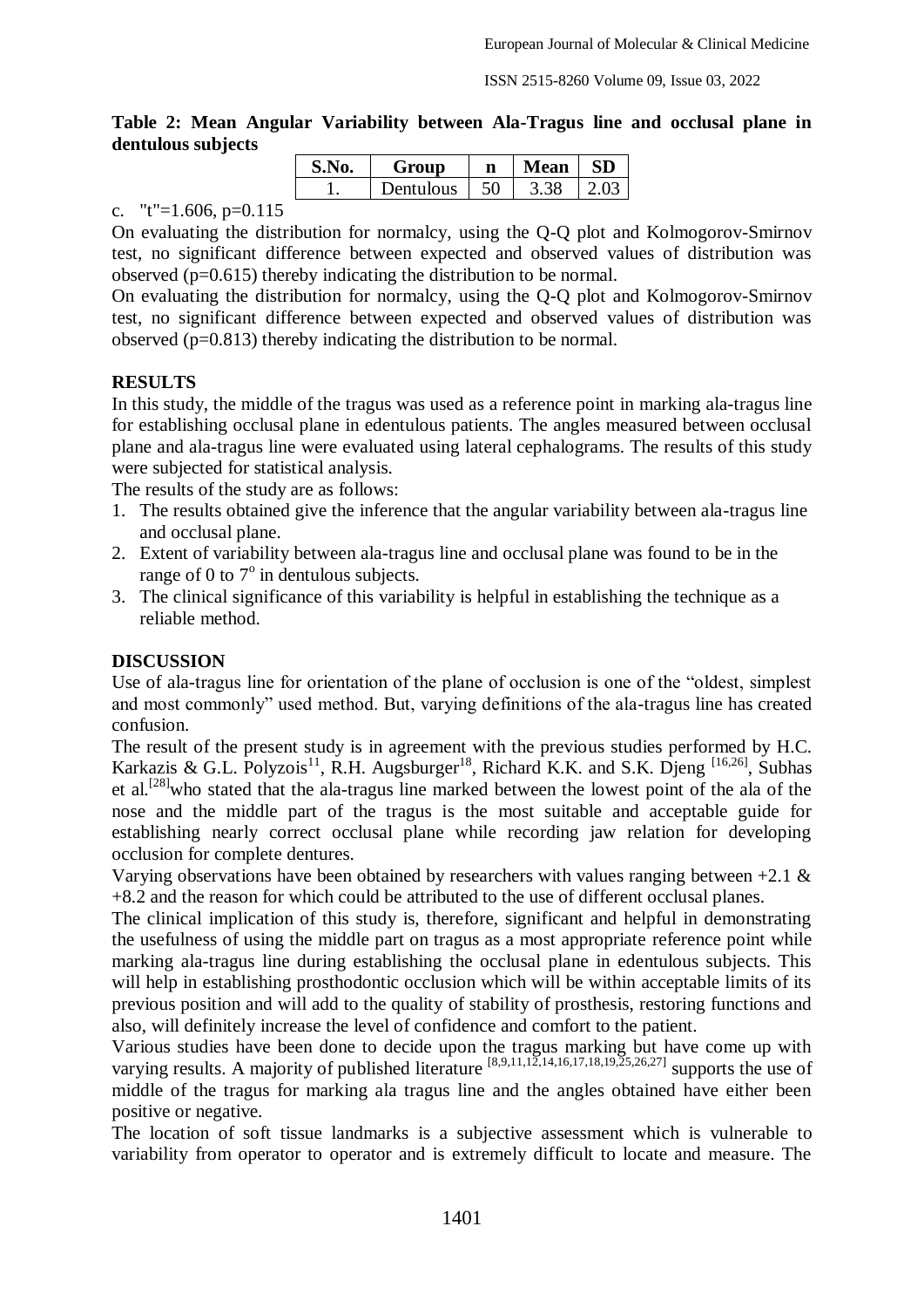**Table 2: Mean Angular Variability between Ala-Tragus line and occlusal plane in dentulous subjects**

| S.No. | Group | n | Mean | SD |
|---|---|---|---|---|
| 1. | Dentulous | 50 | 3.38 | 2.03 |

c. "t"=1.606, p=0.115

On evaluating the distribution for normalcy, using the Q-Q plot and Kolmogorov-Smirnov test, no significant difference between expected and observed values of distribution was observed (p=0.615) thereby indicating the distribution to be normal.

On evaluating the distribution for normalcy, using the Q-Q plot and Kolmogorov-Smirnov test, no significant difference between expected and observed values of distribution was observed (p=0.813) thereby indicating the distribution to be normal.

## RESULTS

In this study, the middle of the tragus was used as a reference point in marking ala-tragus line for establishing occlusal plane in edentulous patients. The angles measured between occlusal plane and ala-tragus line were evaluated using lateral cephalograms. The results of this study were subjected for statistical analysis.

The results of the study are as follows:

1. The results obtained give the inference that the angular variability between ala-tragus line and occlusal plane.
2. Extent of variability between ala-tragus line and occlusal plane was found to be in the range of 0 to $7^o$ in dentulous subjects.
3. The clinical significance of this variability is helpful in establishing the technique as a reliable method.

## DISCUSSION

Use of ala-tragus line for orientation of the plane of occlusion is one of the "oldest, simplest and most commonly" used method. But, varying definitions of the ala-tragus line has created confusion.

The result of the present study is in agreement with the previous studies performed by H.C. Karkazis & G.L. Polyzois[11], R.H. Augsburger[18], Richard K.K. and S.K. Djeng [16,26], Subhas et al.[28]who stated that the ala-tragus line marked between the lowest point of the ala of the nose and the middle part of the tragus is the most suitable and acceptable guide for establishing nearly correct occlusal plane while recording jaw relation for developing occlusion for complete dentures.

Varying observations have been obtained by researchers with values ranging between +2.1 & +8.2 and the reason for which could be attributed to the use of different occlusal planes.

The clinical implication of this study is, therefore, significant and helpful in demonstrating the usefulness of using the middle part on tragus as a most appropriate reference point while marking ala-tragus line during establishing the occlusal plane in edentulous subjects. This will help in establishing prosthodontic occlusion which will be within acceptable limits of its previous position and will add to the quality of stability of prosthesis, restoring functions and also, will definitely increase the level of confidence and comfort to the patient.

Various studies have been done to decide upon the tragus marking but have come up with varying results. A majority of published literature [8,9,11,12,14,16,17,18,19,25,26,27] supports the use of middle of the tragus for marking ala tragus line and the angles obtained have either been positive or negative.

The location of soft tissue landmarks is a subjective assessment which is vulnerable to variability from operator to operator and is extremely difficult to locate and measure. The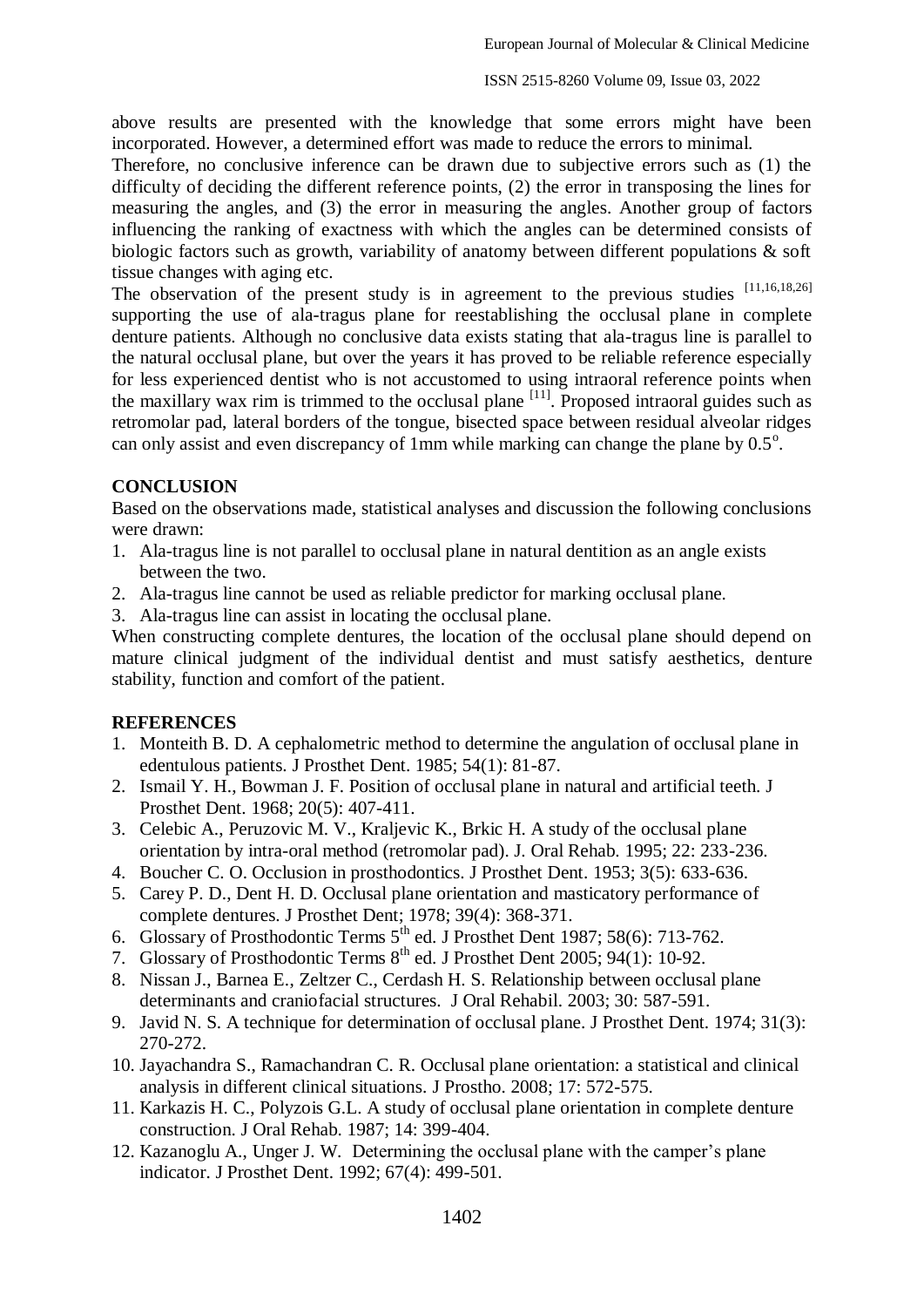above results are presented with the knowledge that some errors might have been incorporated. However, a determined effort was made to reduce the errors to minimal.

Therefore, no conclusive inference can be drawn due to subjective errors such as (1) the difficulty of deciding the different reference points, (2) the error in transposing the lines for measuring the angles, and (3) the error in measuring the angles. Another group of factors influencing the ranking of exactness with which the angles can be determined consists of biologic factors such as growth, variability of anatomy between different populations & soft tissue changes with aging etc.

The observation of the present study is in agreement to the previous studies [11,16,18,26] supporting the use of ala-tragus plane for reestablishing the occlusal plane in complete denture patients. Although no conclusive data exists stating that ala-tragus line is parallel to the natural occlusal plane, but over the years it has proved to be reliable reference especially for less experienced dentist who is not accustomed to using intraoral reference points when the maxillary wax rim is trimmed to the occlusal plane [11]. Proposed intraoral guides such as retromolar pad, lateral borders of the tongue, bisected space between residual alveolar ridges can only assist and even discrepancy of 1mm while marking can change the plane by $0.5^{\circ}$.

## CONCLUSION

Based on the observations made, statistical analyses and discussion the following conclusions were drawn:

1. Ala-tragus line is not parallel to occlusal plane in natural dentition as an angle exists between the two.
2. Ala-tragus line cannot be used as reliable predictor for marking occlusal plane.
3. Ala-tragus line can assist in locating the occlusal plane.

When constructing complete dentures, the location of the occlusal plane should depend on mature clinical judgment of the individual dentist and must satisfy aesthetics, denture stability, function and comfort of the patient.

## REFERENCES

1. Monteith B. D. A cephalometric method to determine the angulation of occlusal plane in edentulous patients. J Prosthet Dent. 1985; 54(1): 81-87.
2. Ismail Y. H., Bowman J. F. Position of occlusal plane in natural and artificial teeth. J Prosthet Dent. 1968; 20(5): 407-411.
3. Celebic A., Peruzovic M. V., Kraljevic K., Brkic H. A study of the occlusal plane orientation by intra-oral method (retromolar pad). J. Oral Rehab. 1995; 22: 233-236.
4. Boucher C. O. Occlusion in prosthodontics. J Prosthet Dent. 1953; 3(5): 633-636.
5. Carey P. D., Dent H. D. Occlusal plane orientation and masticatory performance of complete dentures. J Prosthet Dent; 1978; 39(4): 368-371.
6. Glossary of Prosthodontic Terms 5th ed. J Prosthet Dent 1987; 58(6): 713-762.
7. Glossary of Prosthodontic Terms 8th ed. J Prosthet Dent 2005; 94(1): 10-92.
8. Nissan J., Barnea E., Zeltzer C., Cerdash H. S. Relationship between occlusal plane determinants and craniofacial structures. J Oral Rehabil. 2003; 30: 587-591.
9. Javid N. S. A technique for determination of occlusal plane. J Prosthet Dent. 1974; 31(3): 270-272.
10. Jayachandra S., Ramachandran C. R. Occlusal plane orientation: a statistical and clinical analysis in different clinical situations. J Prostho. 2008; 17: 572-575.
11. Karkazis H. C., Polyzois G.L. A study of occlusal plane orientation in complete denture construction. J Oral Rehab. 1987; 14: 399-404.
12. Kazanoglu A., Unger J. W. Determining the occlusal plane with the camper's plane indicator. J Prosthet Dent. 1992; 67(4): 499-501.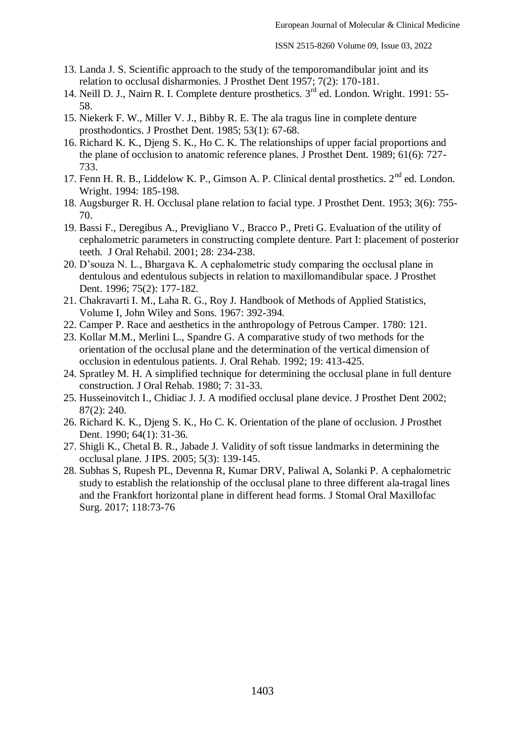13. Landa J. S. Scientific approach to the study of the temporomandibular joint and its relation to occlusal disharmonies. J Prosthet Dent 1957; 7(2): 170-181.
14. Neill D. J., Nairn R. I. Complete denture prosthetics. 3rd ed. London. Wright. 1991: 55-58.
15. Niekerk F. W., Miller V. J., Bibby R. E. The ala tragus line in complete denture prosthodontics. J Prosthet Dent. 1985; 53(1): 67-68.
16. Richard K. K., Djeng S. K., Ho C. K. The relationships of upper facial proportions and the plane of occlusion to anatomic reference planes. J Prosthet Dent. 1989; 61(6): 727-733.
17. Fenn H. R. B., Liddelow K. P., Gimson A. P. Clinical dental prosthetics. 2nd ed. London. Wright. 1994: 185-198.
18. Augsburger R. H. Occlusal plane relation to facial type. J Prosthet Dent. 1953; 3(6): 755-70.
19. Bassi F., Deregibus A., Previgliano V., Bracco P., Preti G. Evaluation of the utility of cephalometric parameters in constructing complete denture. Part I: placement of posterior teeth. J Oral Rehabil. 2001; 28: 234-238.
20. D'souza N. L., Bhargava K. A cephalometric study comparing the occlusal plane in dentulous and edentulous subjects in relation to maxillomandibular space. J Prosthet Dent. 1996; 75(2): 177-182.
21. Chakravarti I. M., Laha R. G., Roy J. Handbook of Methods of Applied Statistics, Volume I, John Wiley and Sons. 1967: 392-394.
22. Camper P. Race and aesthetics in the anthropology of Petrous Camper. 1780: 121.
23. Kollar M.M., Merlini L., Spandre G. A comparative study of two methods for the orientation of the occlusal plane and the determination of the vertical dimension of occlusion in edentulous patients. J. Oral Rehab. 1992; 19: 413-425.
24. Spratley M. H. A simplified technique for determining the occlusal plane in full denture construction. J Oral Rehab. 1980; 7: 31-33.
25. Husseinovitch I., Chidiac J. J. A modified occlusal plane device. J Prosthet Dent 2002; 87(2): 240.
26. Richard K. K., Djeng S. K., Ho C. K. Orientation of the plane of occlusion. J Prosthet Dent. 1990; 64(1): 31-36.
27. Shigli K., Chetal B. R., Jabade J. Validity of soft tissue landmarks in determining the occlusal plane. J IPS. 2005; 5(3): 139-145.
28. Subhas S, Rupesh PL, Devenna R, Kumar DRV, Paliwal A, Solanki P. A cephalometric study to establish the relationship of the occlusal plane to three different ala-tragal lines and the Frankfort horizontal plane in different head forms. J Stomal Oral Maxillofac Surg. 2017; 118:73-76